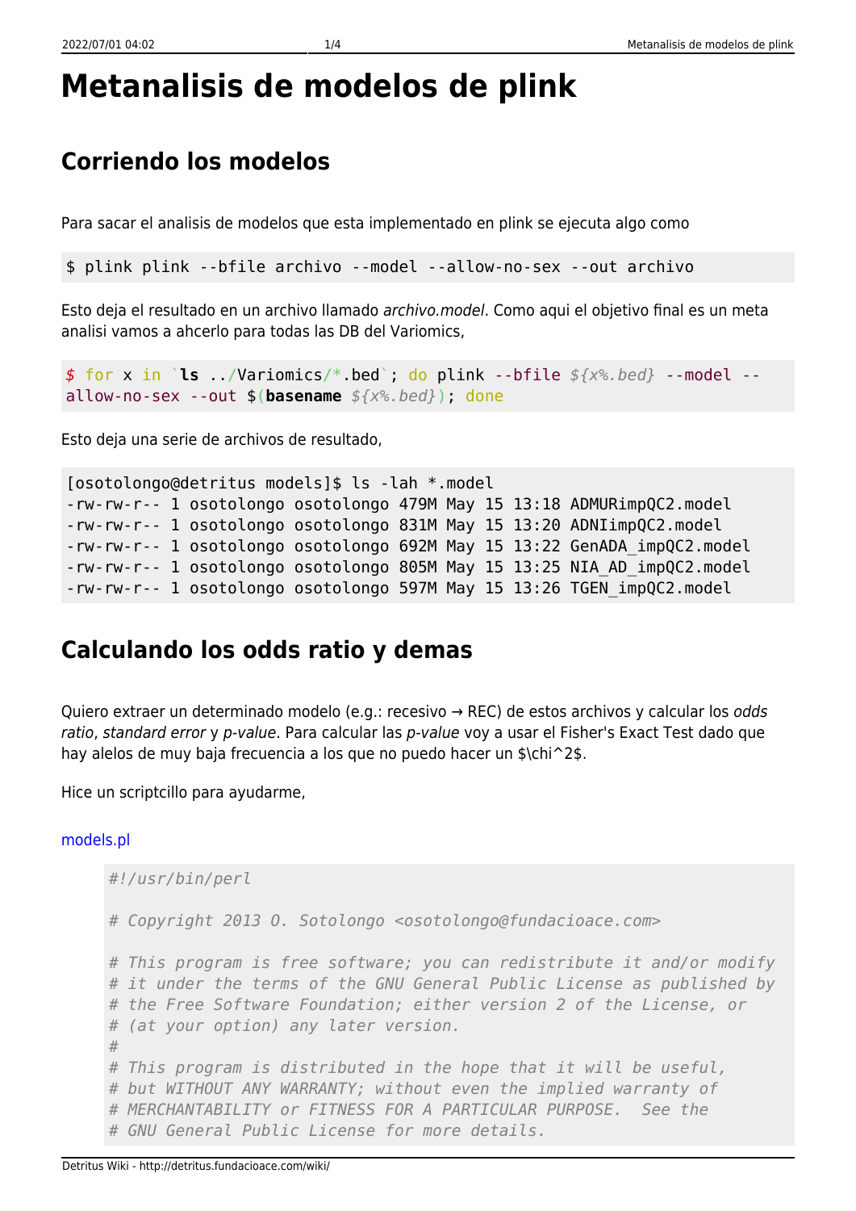# Metanalisis de modelos de plink

## Corriendo los modelos

Para sacar el analisis de modelos que esta implementado en plink se ejecuta algo como

```
$ plink plink --bfile archivo --model --allow-no-sex --out archivo
```

Esto deja el resultado en un archivo llamado *archivo.model*. Como aqui el objetivo final es un meta analisi vamos a ahcerlo para todas las DB del Variomics,

```
$ for x in `ls ../Variomics/*.bed`; do plink --bfile ${x%.bed} --model --allow-no-sex --out $(basename ${x%.bed}); done
```

Esto deja una serie de archivos de resultado,

```
[osotolongo@detritus models]$ ls -lah *.model
-rw-rw-r-- 1 osotolongo osotolongo 479M May 15 13:18 ADMURimpQC2.model
-rw-rw-r-- 1 osotolongo osotolongo 831M May 15 13:20 ADNIimpQC2.model
-rw-rw-r-- 1 osotolongo osotolongo 692M May 15 13:22 GenADA_impQC2.model
-rw-rw-r-- 1 osotolongo osotolongo 805M May 15 13:25 NIA_AD_impQC2.model
-rw-rw-r-- 1 osotolongo osotolongo 597M May 15 13:26 TGEN_impQC2.model
```

## Calculando los odds ratio y demas

Quiero extraer un determinado modelo (e.g.: recesivo → REC) de estos archivos y calcular los *odds ratio*, *standard error* y *p-value*. Para calcular las *p-value* voy a usar el Fisher's Exact Test dado que hay alelos de muy baja frecuencia a los que no puedo hacer un $\chi^2$.

Hice un scriptcillo para ayudarme,

models.pl

```
#!/usr/bin/perl

# Copyright 2013 O. Sotolongo <osotolongo@fundacioace.com>

# This program is free software; you can redistribute it and/or modify
# it under the terms of the GNU General Public License as published by
# the Free Software Foundation; either version 2 of the License, or
# (at your option) any later version.
#
# This program is distributed in the hope that it will be useful,
# but WITHOUT ANY WARRANTY; without even the implied warranty of
# MERCHANTABILITY or FITNESS FOR A PARTICULAR PURPOSE.  See the
# GNU General Public License for more details.
```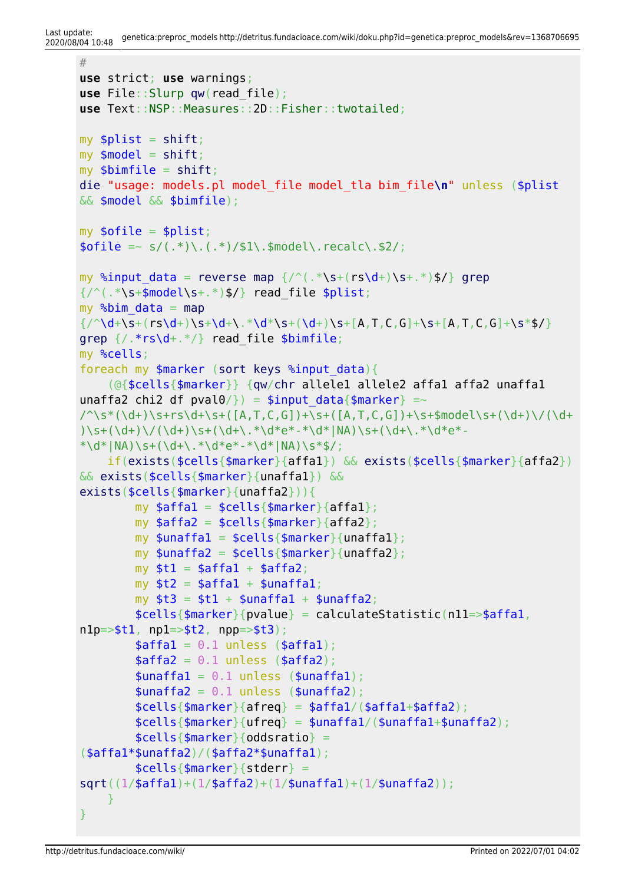```perl
#
use strict; use warnings;
use File::Slurp qw(read_file);
use Text::NSP::Measures::2D::Fisher::twotailed;

my $plist = shift;
my $model = shift;
my $bimfile = shift;
die "usage: models.pl model_file model_tla bim_file\n" unless ($plist && $model && $bimfile);

my $ofile = $plist;
$ofile =~ s/(.*)\.(.*)/$1\.$model\.recalc\.$2/;

my %input_data = reverse map {/^(.*\s+(rs\d+)\s+.*)$/} grep {/^(.*\s+$model\s+.*)$/} read_file $plist;
my %bim_data = map {/^\d+\s+(rs\d+)\s+\d+\.*\d*\s+(\d+)\s+[A,T,C,G]+\s+[A,T,C,G]+\s*$/} grep {/.*rs\d+.*/} read_file $bimfile;
my %cells;
foreach my $marker (sort keys %input_data){
    (@{$cells{$marker}} {qw/chr allele1 allele2 affa1 affa2 unaffa1 unaffa2 chi2 df pval0/}) = $input_data{$marker} =~ /^\s*(\d+)\s+rs\d+\s+([A,T,C,G])+\s+([A,T,C,G])+\s+$model\s+(\d+)\/(\d+)\s+(\d+)\/(\d+)\s+(\d+\.*\d*e*-*\d*|NA)\s+(\d+\.*\d*e*-*\d*|NA)\s+(\d+\.*\d*e*-*\d*|NA)\s*$/;
    if(exists($cells{$marker}{affa1}) && exists($cells{$marker}{affa2}) && exists($cells{$marker}{unaffa1}) && exists($cells{$marker}{unaffa2})){
        my $affa1 = $cells{$marker}{affa1};
        my $affa2 = $cells{$marker}{affa2};
        my $unaffa1 = $cells{$marker}{unaffa1};
        my $unaffa2 = $cells{$marker}{unaffa2};
        my $t1 = $affa1 + $affa2;
        my $t2 = $affa1 + $unaffa1;
        my $t3 = $t1 + $unaffa1 + $unaffa2;
        $cells{$marker}{pvalue} = calculateStatistic(n11=>$affa1, n1p=>$t1, np1=>$t2, npp=>$t3);
        $affa1 = 0.1 unless ($affa1);
        $affa2 = 0.1 unless ($affa2);
        $unaffa1 = 0.1 unless ($unaffa1);
        $unaffa2 = 0.1 unless ($unaffa2);
        $cells{$marker}{afreq} = $affa1/($affa1+$affa2);
        $cells{$marker}{ufreq} = $unaffa1/($unaffa1+$unaffa2);
        $cells{$marker}{oddsratio} = ($affa1*$unaffa2)/($affa2*$unaffa1);
        $cells{$marker}{stderr} = sqrt((1/$affa1)+(1/$affa2)+(1/$unaffa1)+(1/$unaffa2));
    }
}
```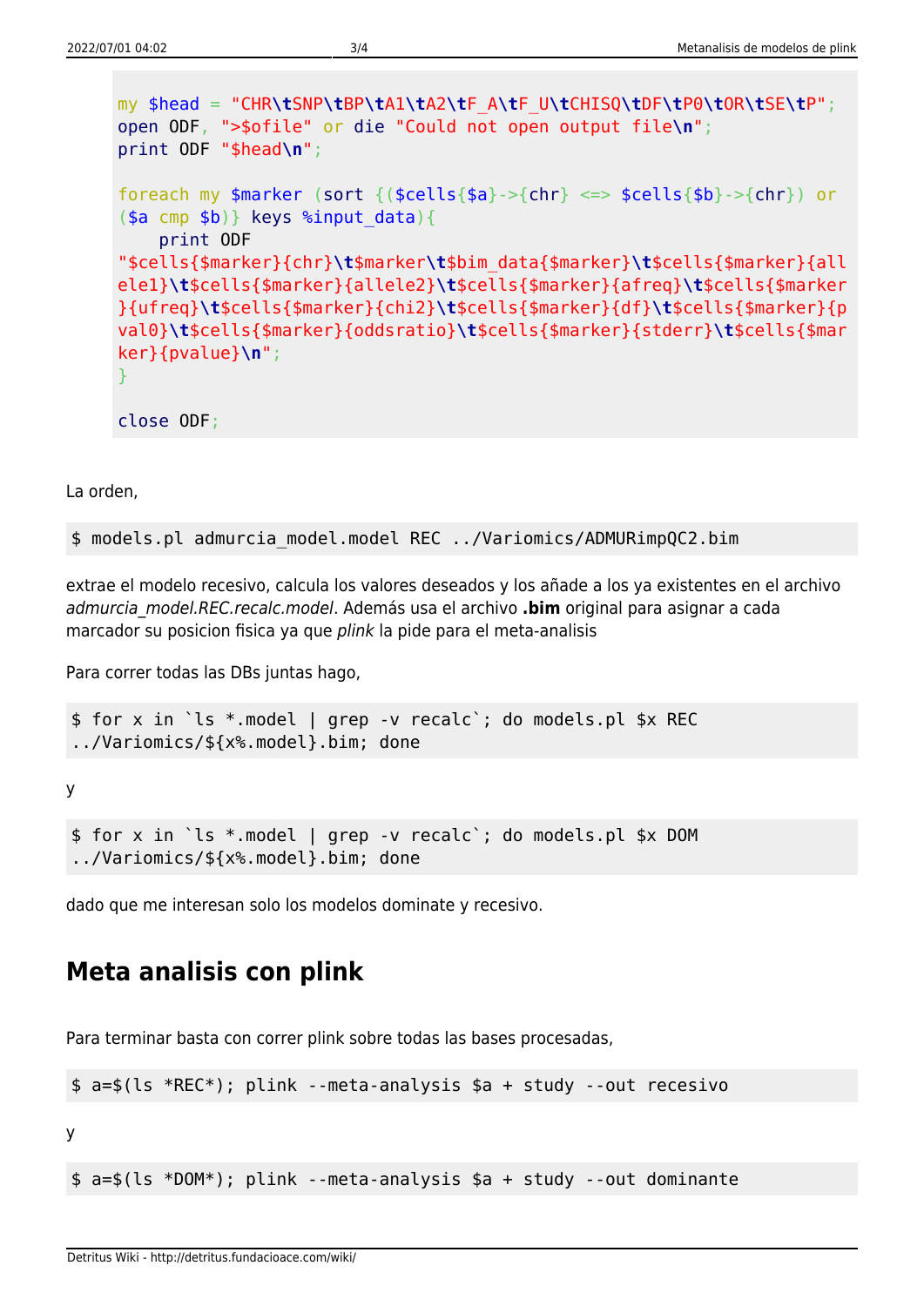```perl
my $head = "CHR\tSNP\tBP\tA1\tA2\tF_A\tF_U\tCHISQ\tDF\tP0\tOR\tSE\tP";
open ODF, ">$ofile" or die "Could not open output file\n";
print ODF "$head\n";

foreach my $marker (sort {($cells{$a}->{chr} <=> $cells{$b}->{chr}) or
($a cmp $b)} keys %input_data){
    print ODF
"$cells{$marker}{chr}\t$marker\t$bim_data{$marker}\t$cells{$marker}{allele1}\t$cells{$marker}{allele2}\t$cells{$marker}{afreq}\t$cells{$marker}{ufreq}\t$cells{$marker}{chi2}\t$cells{$marker}{df}\t$cells{$marker}{pval0}\t$cells{$marker}{oddsratio}\t$cells{$marker}{stderr}\t$cells{$marker}{pvalue}\n";
}

close ODF;
```

La orden,

```
$ models.pl admurcia_model.model REC ../Variomics/ADMURimpQC2.bim
```

extrae el modelo recesivo, calcula los valores deseados y los añade a los ya existentes en el archivo *admurcia_model.REC.recalc.model*. Además usa el archivo **.bim** original para asignar a cada marcador su posicion fisica ya que *plink* la pide para el meta-analisis

Para correr todas las DBs juntas hago,

```
$ for x in `ls *.model | grep -v recalc`; do models.pl $x REC
../Variomics/${x%.model}.bim; done
```

y

```
$ for x in `ls *.model | grep -v recalc`; do models.pl $x DOM
../Variomics/${x%.model}.bim; done
```

dado que me interesan solo los modelos dominate y recesivo.

## Meta analisis con plink

Para terminar basta con correr plink sobre todas las bases procesadas,

```
$ a=$(ls *REC*); plink --meta-analysis $a + study --out recesivo
```

y

```
$ a=$(ls *DOM*); plink --meta-analysis $a + study --out dominante
```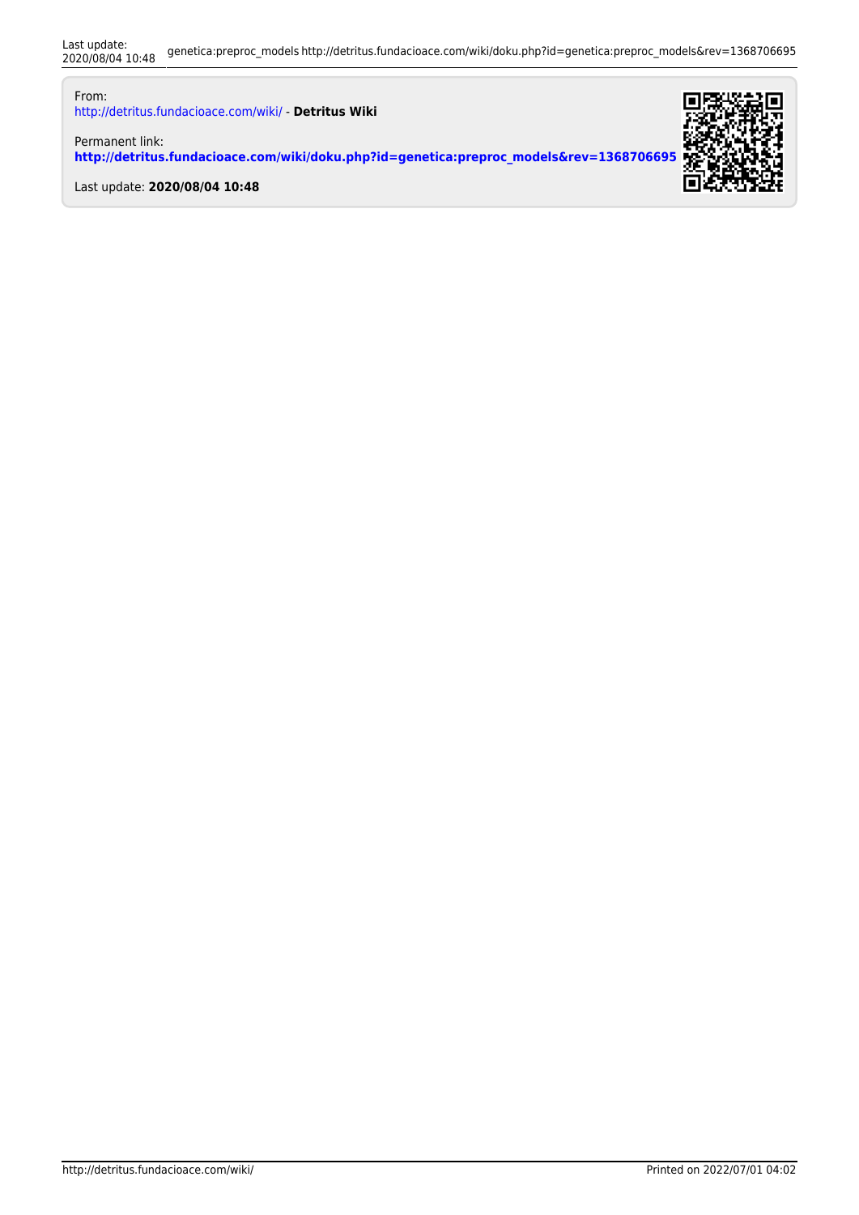From:
http://detritus.fundacioace.com/wiki/ - **Detritus Wiki**

Permanent link:
**http://detritus.fundacioace.com/wiki/doku.php?id=genetica:preproc_models&rev=1368706695**

Last update: **2020/08/04 10:48**